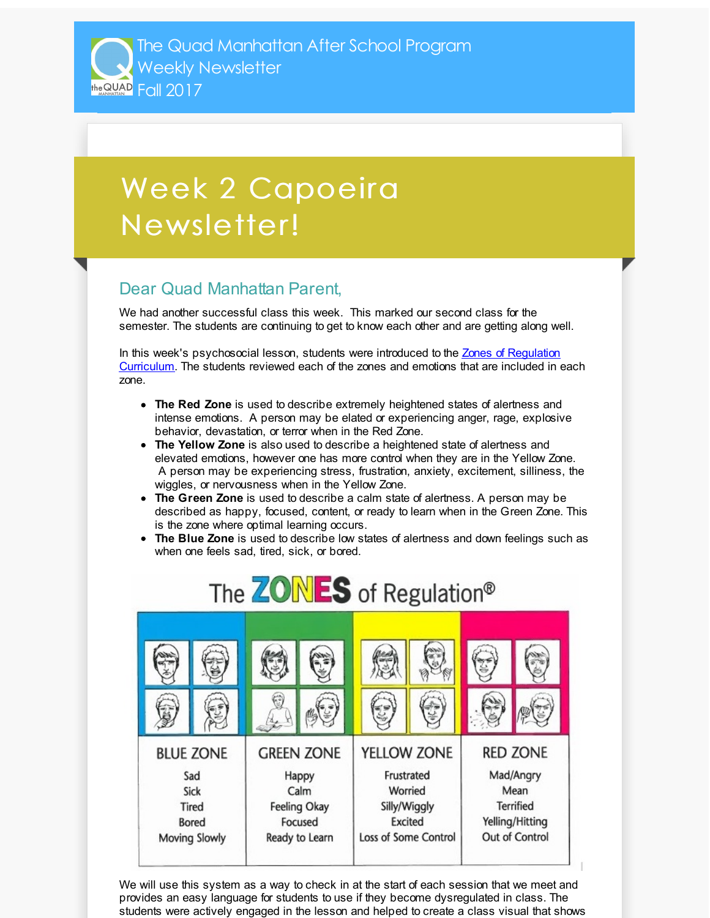The Quad Manhattan After School Program
Weekly Newsletter
Fall 2017

# Week 2 Capoeira Newsletter!

## Dear Quad Manhattan Parent,

We had another successful class this week. This marked our second class for the semester. The students are continuing to get to know each other and are getting along well.

In this week's psychosocial lesson, students were introduced to the [Zones of Regulation Curriculum](). The students reviewed each of the zones and emotions that are included in each zone.

- **The Red Zone** is used to describe extremely heightened states of alertness and intense emotions. A person may be elated or experiencing anger, rage, explosive behavior, devastation, or terror when in the Red Zone.
- **The Yellow Zone** is also used to describe a heightened state of alertness and elevated emotions, however one has more control when they are in the Yellow Zone. A person may be experiencing stress, frustration, anxiety, excitement, silliness, the wiggles, or nervousness when in the Yellow Zone.
- **The Green Zone** is used to describe a calm state of alertness. A person may be described as happy, focused, content, or ready to learn when in the Green Zone. This is the zone where optimal learning occurs.
- **The Blue Zone** is used to describe low states of alertness and down feelings such as when one feels sad, tired, sick, or bored.

The ZONES of Regulation®

| BLUE ZONE | GREEN ZONE | YELLOW ZONE | RED ZONE |
|---|---|---|---|
| Sad | Happy | Frustrated | Mad/Angry |
| Sick | Calm | Worried | Mean |
| Tired | Feeling Okay | Silly/Wiggly | Terrified |
| Bored | Focused | Excited | Yelling/Hitting |
| Moving Slowly | Ready to Learn | Loss of Some Control | Out of Control |

We will use this system as a way to check in at the start of each session that we meet and provides an easy language for students to use if they become dysregulated in class. The students were actively engaged in the lesson and helped to create a class visual that shows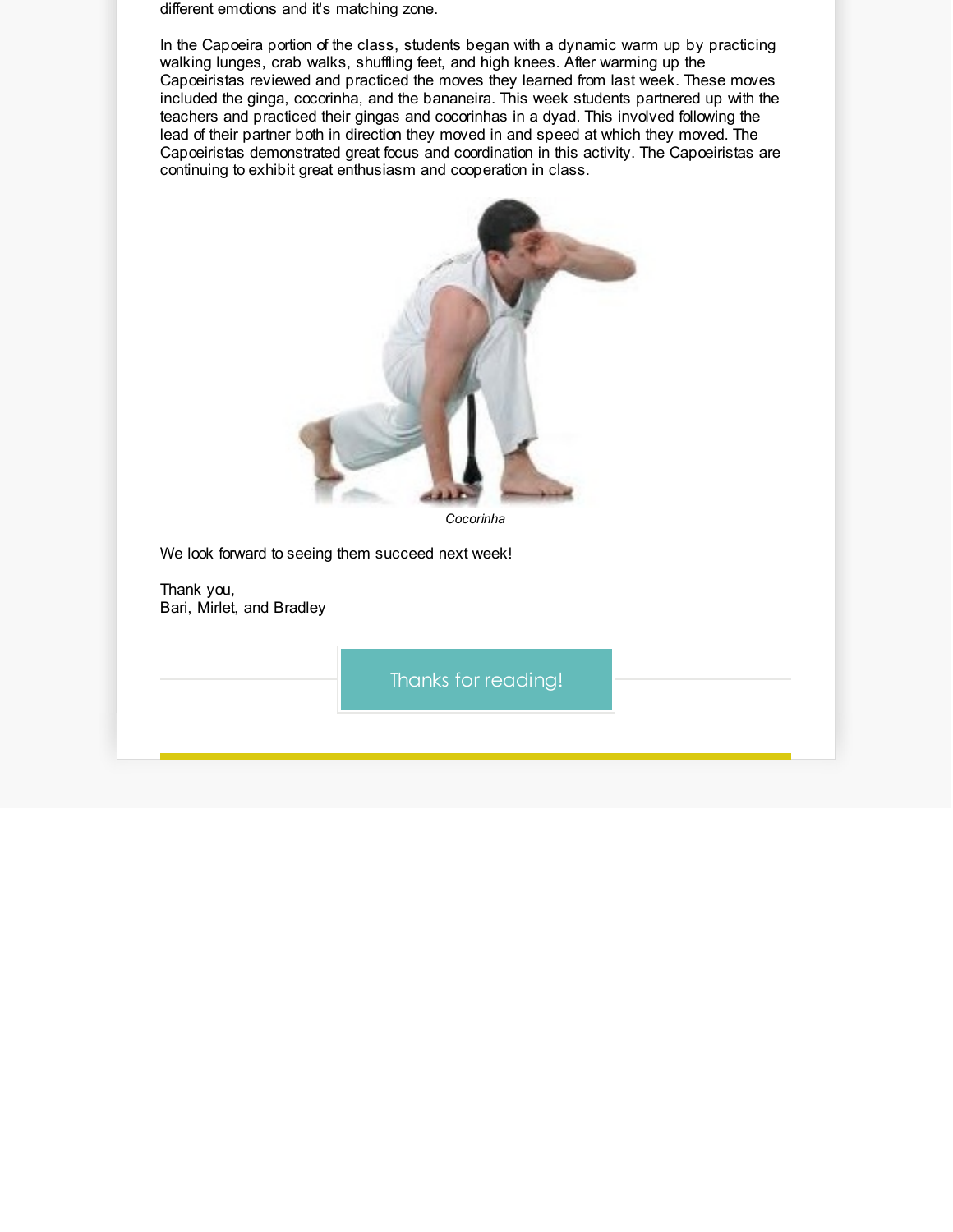different emotions and it's matching zone.

In the Capoeira portion of the class, students began with a dynamic warm up by practicing walking lunges, crab walks, shuffling feet, and high knees. After warming up the Capoeiristas reviewed and practiced the moves they learned from last week. These moves included the ginga, cocorinha, and the bananeira. This week students partnered up with the teachers and practiced their gingas and cocorinhas in a dyad. This involved following the lead of their partner both in direction they moved in and speed at which they moved. The Capoeiristas demonstrated great focus and coordination in this activity. The Capoeiristas are continuing to exhibit great enthusiasm and cooperation in class.

*Cocorinha*

We look forward to seeing them succeed next week!

Thank you,
Bari, Mirlet, and Bradley

Thanks for reading!